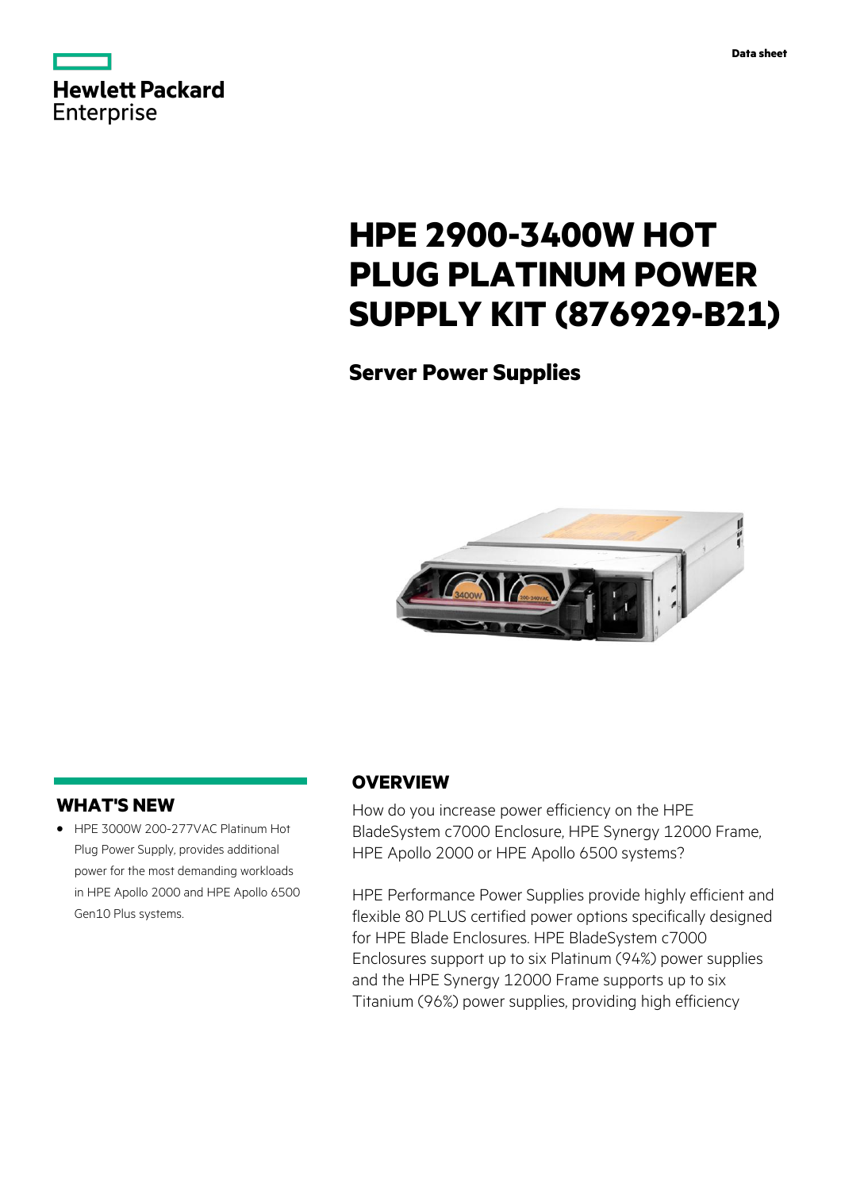Data sheet

# HPE 2900-3400W HOT PLUG PLATINUM POWER SUPPLY KIT (876929-B21)

## Server Power Supplies

## WHAT'S NEW

- HPE 3000W 200-277VAC Platinum Hot Plug Power Supply, provides additional power for the most demanding workloads in HPE Apollo 2000 and HPE Apollo 6500 Gen10 Plus systems.

## OVERVIEW

How do you increase power efficiency on the HPE BladeSystem c7000 Enclosure, HPE Synergy 12000 Frame, HPE Apollo 2000 or HPE Apollo 6500 systems?

HPE Performance Power Supplies provide highly efficient and flexible 80 PLUS certified power options specifically designed for HPE Blade Enclosures. HPE BladeSystem c7000 Enclosures support up to six Platinum (94%) power supplies and the HPE Synergy 12000 Frame supports up to six Titanium (96%) power supplies, providing high efficiency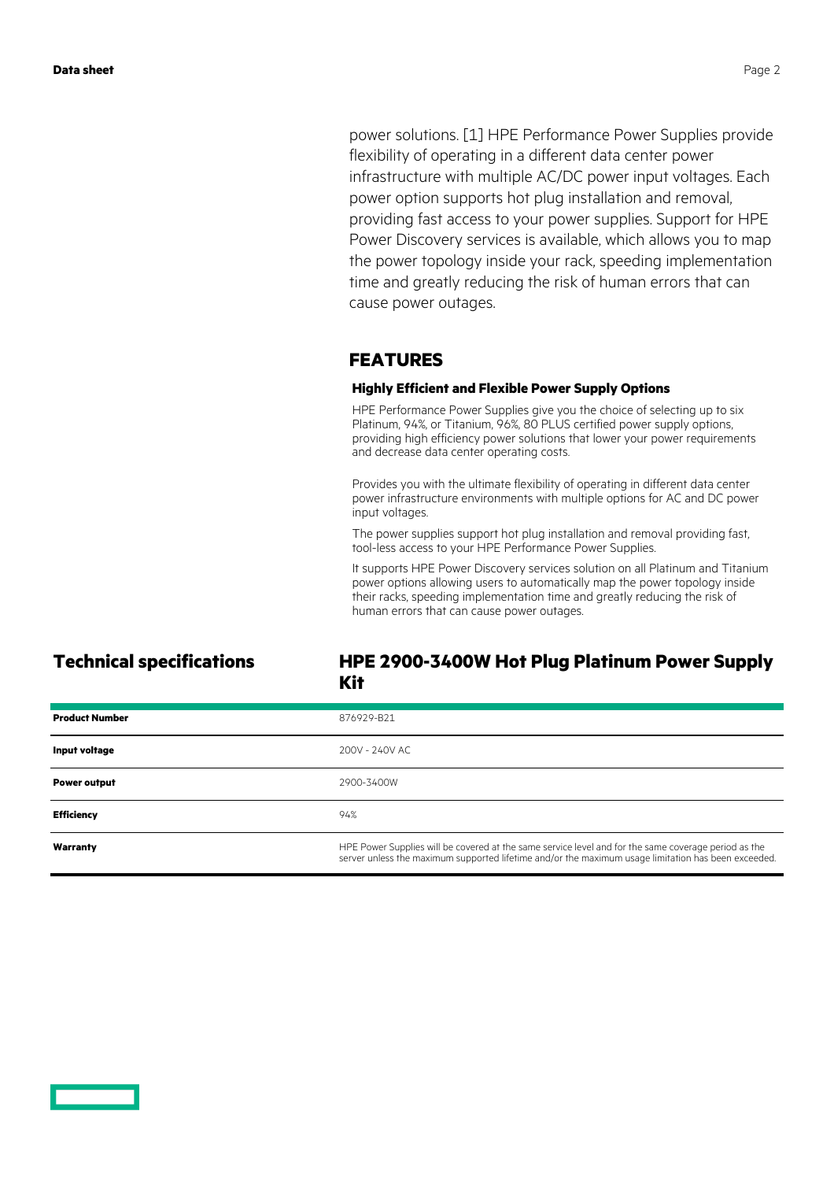power solutions. [1] HPE Performance Power Supplies provide flexibility of operating in a different data center power infrastructure with multiple AC/DC power input voltages. Each power option supports hot plug installation and removal, providing fast access to your power supplies. Support for HPE Power Discovery services is available, which allows you to map the power topology inside your rack, speeding implementation time and greatly reducing the risk of human errors that can cause power outages.

## FEATURES

### Highly Efficient and Flexible Power Supply Options

HPE Performance Power Supplies give you the choice of selecting up to six Platinum, 94%, or Titanium, 96%, 80 PLUS certified power supply options, providing high efficiency power solutions that lower your power requirements and decrease data center operating costs.

Provides you with the ultimate flexibility of operating in different data center power infrastructure environments with multiple options for AC and DC power input voltages.

The power supplies support hot plug installation and removal providing fast, tool-less access to your HPE Performance Power Supplies.

It supports HPE Power Discovery services solution on all Platinum and Titanium power options allowing users to automatically map the power topology inside their racks, speeding implementation time and greatly reducing the risk of human errors that can cause power outages.

## Technical specifications

### HPE 2900-3400W Hot Plug Platinum Power Supply Kit

| | |
|---|---|
| **Product Number** | 876929-B21 |
| **Input voltage** | 200V - 240V AC |
| **Power output** | 2900-3400W |
| **Efficiency** | 94% |
| **Warranty** | HPE Power Supplies will be covered at the same service level and for the same coverage period as the server unless the maximum supported lifetime and/or the maximum usage limitation has been exceeded. |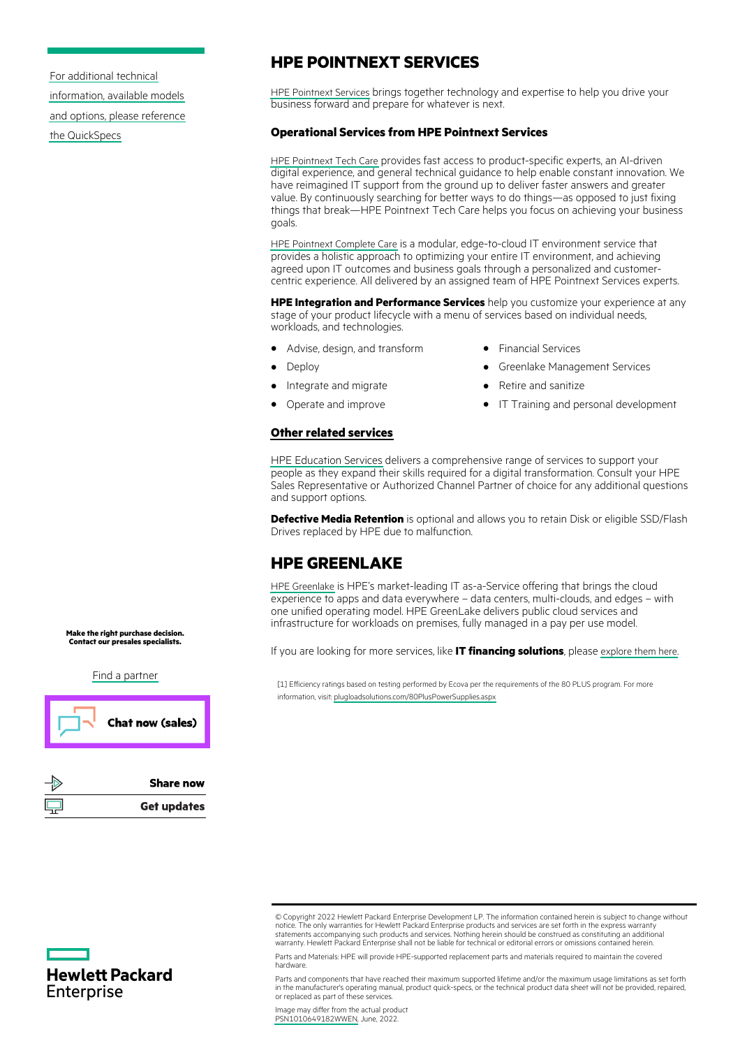For additional technical information, available models and options, please reference the QuickSpecs

# HPE POINTNEXT SERVICES

HPE Pointnext Services brings together technology and expertise to help you drive your business forward and prepare for whatever is next.

### Operational Services from HPE Pointnext Services

HPE Pointnext Tech Care provides fast access to product-specific experts, an AI-driven digital experience, and general technical guidance to help enable constant innovation. We have reimagined IT support from the ground up to deliver faster answers and greater value. By continuously searching for better ways to do things—as opposed to just fixing things that break—HPE Pointnext Tech Care helps you focus on achieving your business goals.

HPE Pointnext Complete Care is a modular, edge-to-cloud IT environment service that provides a holistic approach to optimizing your entire IT environment, and achieving agreed upon IT outcomes and business goals through a personalized and customer-centric experience. All delivered by an assigned team of HPE Pointnext Services experts.

**HPE Integration and Performance Services** help you customize your experience at any stage of your product lifecycle with a menu of services based on individual needs, workloads, and technologies.

- Advise, design, and transform
- Deploy
- Integrate and migrate
- Operate and improve
- Financial Services
- Greenlake Management Services
- Retire and sanitize
- IT Training and personal development

### Other related services

HPE Education Services delivers a comprehensive range of services to support your people as they expand their skills required for a digital transformation. Consult your HPE Sales Representative or Authorized Channel Partner of choice for any additional questions and support options.

**Defective Media Retention** is optional and allows you to retain Disk or eligible SSD/Flash Drives replaced by HPE due to malfunction.

# HPE GREENLAKE

HPE Greenlake is HPE's market-leading IT as-a-Service offering that brings the cloud experience to apps and data everywhere – data centers, multi-clouds, and edges – with one unified operating model. HPE GreenLake delivers public cloud services and infrastructure for workloads on premises, fully managed in a pay per use model.

If you are looking for more services, like **IT financing solutions**, please explore them here.

[1] Efficiency ratings based on testing performed by Ecova per the requirements of the 80 PLUS program. For more information, visit: plugloadsolutions.com/80PlusPowerSupplies.aspx

**Make the right purchase decision. Contact our presales specialists.**

Find a partner

**Chat now (sales)**

**Share now**

**Get updates**

Hewlett Packard Enterprise

© Copyright 2022 Hewlett Packard Enterprise Development LP. The information contained herein is subject to change without notice. The only warranties for Hewlett Packard Enterprise products and services are set forth in the express warranty statements accompanying such products and services. Nothing herein should be construed as constituting an additional warranty. Hewlett Packard Enterprise shall not be liable for technical or editorial errors or omissions contained herein.

Parts and Materials: HPE will provide HPE-supported replacement parts and materials required to maintain the covered hardware.

Parts and components that have reached their maximum supported lifetime and/or the maximum usage limitations as set forth in the manufacturer's operating manual, product quick-specs, or the technical product data sheet will not be provided, repaired, or replaced as part of these services.

Image may differ from the actual product

PSN1010649182WWEN, June, 2022.